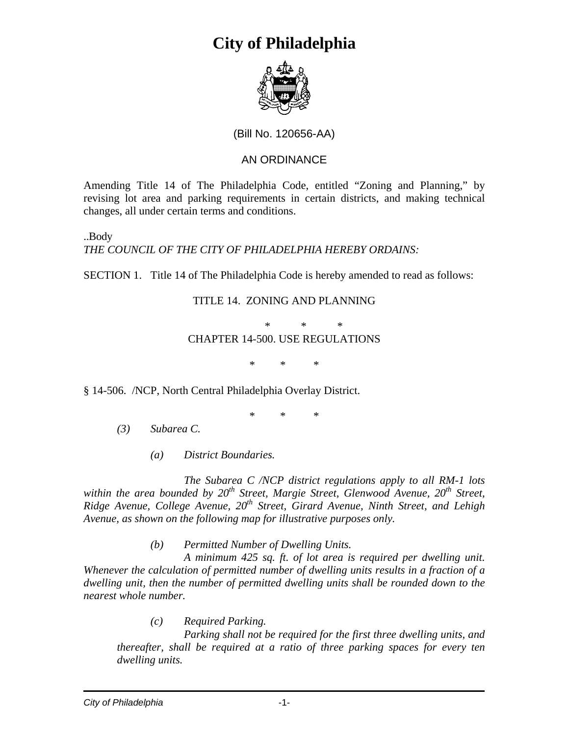# City of Philadelphia

(Bill No. 120656-AA)

AN ORDINANCE

Amending Title 14 of The Philadelphia Code, entitled "Zoning and Planning," by revising lot area and parking requirements in certain districts, and making technical changes, all under certain terms and conditions.

..Body

*THE COUNCIL OF THE CITY OF PHILADELPHIA HEREBY ORDAINS:*

SECTION 1. Title 14 of The Philadelphia Code is hereby amended to read as follows:

TITLE 14. ZONING AND PLANNING

\* \* \*

CHAPTER 14-500. USE REGULATIONS

\* \* \*

§ 14-506. /NCP, North Central Philadelphia Overlay District.

\* \* \*

*(3) Subarea C.*

*(a) District Boundaries.*

*The Subarea C /NCP district regulations apply to all RM-1 lots within the area bounded by 20th Street, Margie Street, Glenwood Avenue, 20th Street, Ridge Avenue, College Avenue, 20th Street, Girard Avenue, Ninth Street, and Lehigh Avenue, as shown on the following map for illustrative purposes only.*

*(b) Permitted Number of Dwelling Units.*

*A minimum 425 sq. ft. of lot area is required per dwelling unit. Whenever the calculation of permitted number of dwelling units results in a fraction of a dwelling unit, then the number of permitted dwelling units shall be rounded down to the nearest whole number.*

*(c) Required Parking.*

*Parking shall not be required for the first three dwelling units, and thereafter, shall be required at a ratio of three parking spaces for every ten dwelling units.*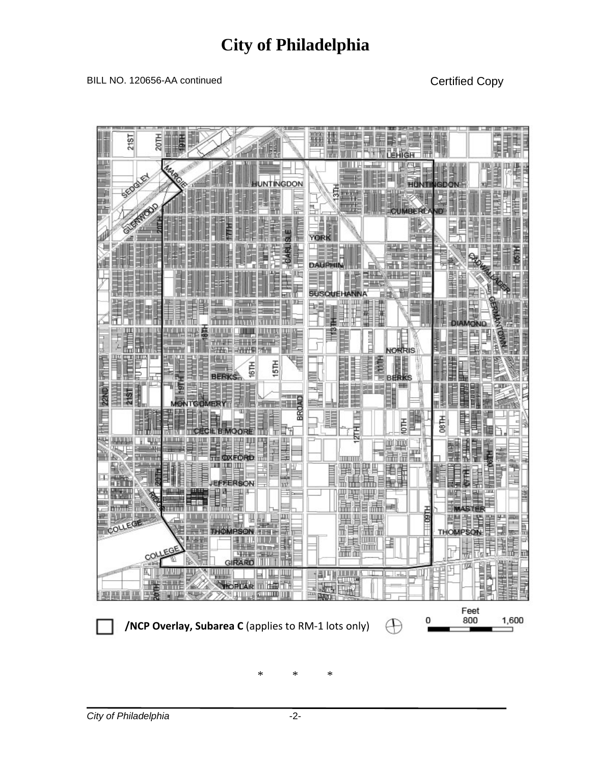# City of Philadelphia

BILL NO. 120656-AA continued

Certified Copy

/NCP Overlay, Subarea C (applies to RM-1 lots only)

Feet
0 800 1,600

\* \* \*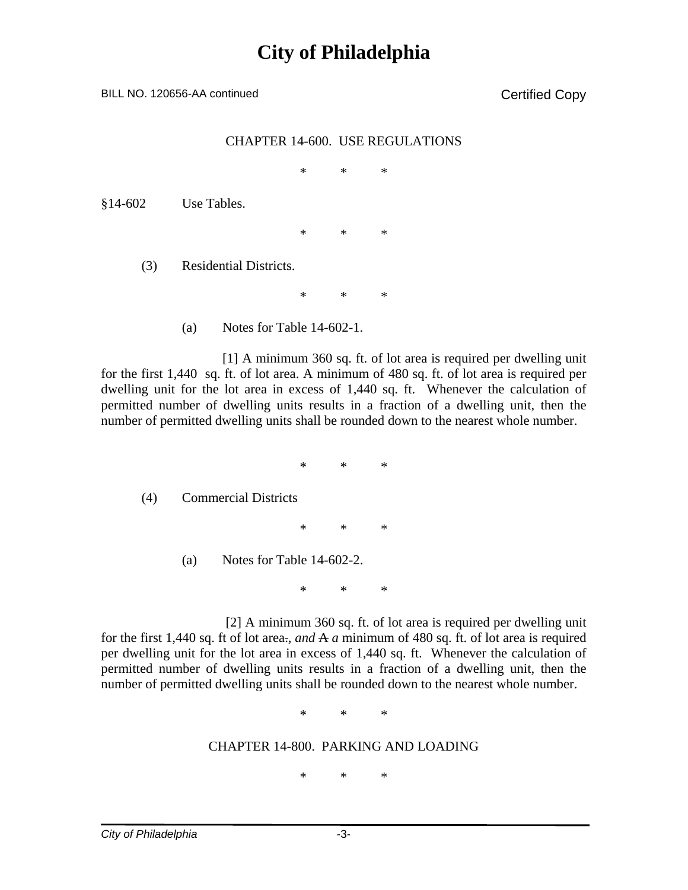# City of Philadelphia

BILL NO. 120656-AA continued

Certified Copy

CHAPTER 14-600. USE REGULATIONS

\* \* \*

§14-602 Use Tables.

\* \* \*

(3) Residential Districts.

\* \* \*

(a) Notes for Table 14-602-1.

[1] A minimum 360 sq. ft. of lot area is required per dwelling unit for the first 1,440 sq. ft. of lot area. A minimum of 480 sq. ft. of lot area is required per dwelling unit for the lot area in excess of 1,440 sq. ft. Whenever the calculation of permitted number of dwelling units results in a fraction of a dwelling unit, then the number of permitted dwelling units shall be rounded down to the nearest whole number.

\* \* \*

(4) Commercial Districts

\* \* \*

(a) Notes for Table 14-602-2.

\* \* \*

[2] A minimum 360 sq. ft. of lot area is required per dwelling unit for the first 1,440 sq. ft of lot area~~.~~, *and* ~~A~~ *a* minimum of 480 sq. ft. of lot area is required per dwelling unit for the lot area in excess of 1,440 sq. ft. Whenever the calculation of permitted number of dwelling units results in a fraction of a dwelling unit, then the number of permitted dwelling units shall be rounded down to the nearest whole number.

\* \* \*

CHAPTER 14-800. PARKING AND LOADING

\* \* \*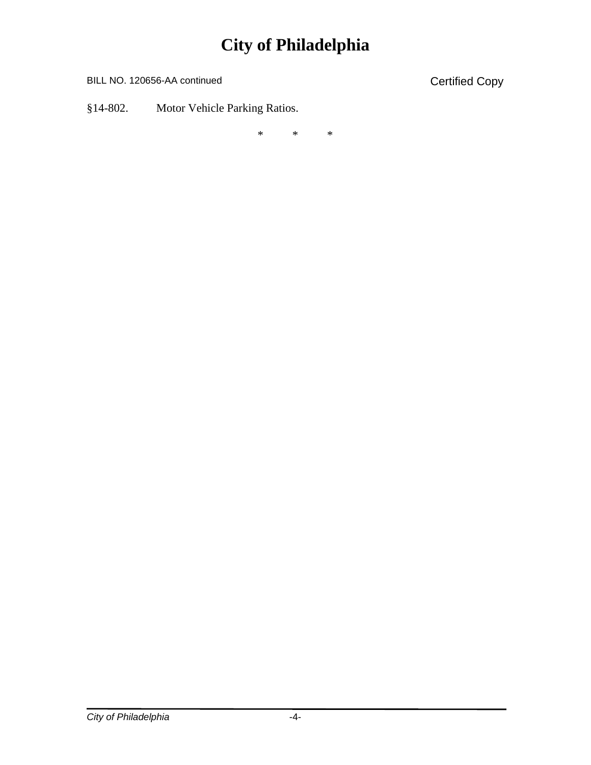§14-802. Motor Vehicle Parking Ratios.

\* \* \*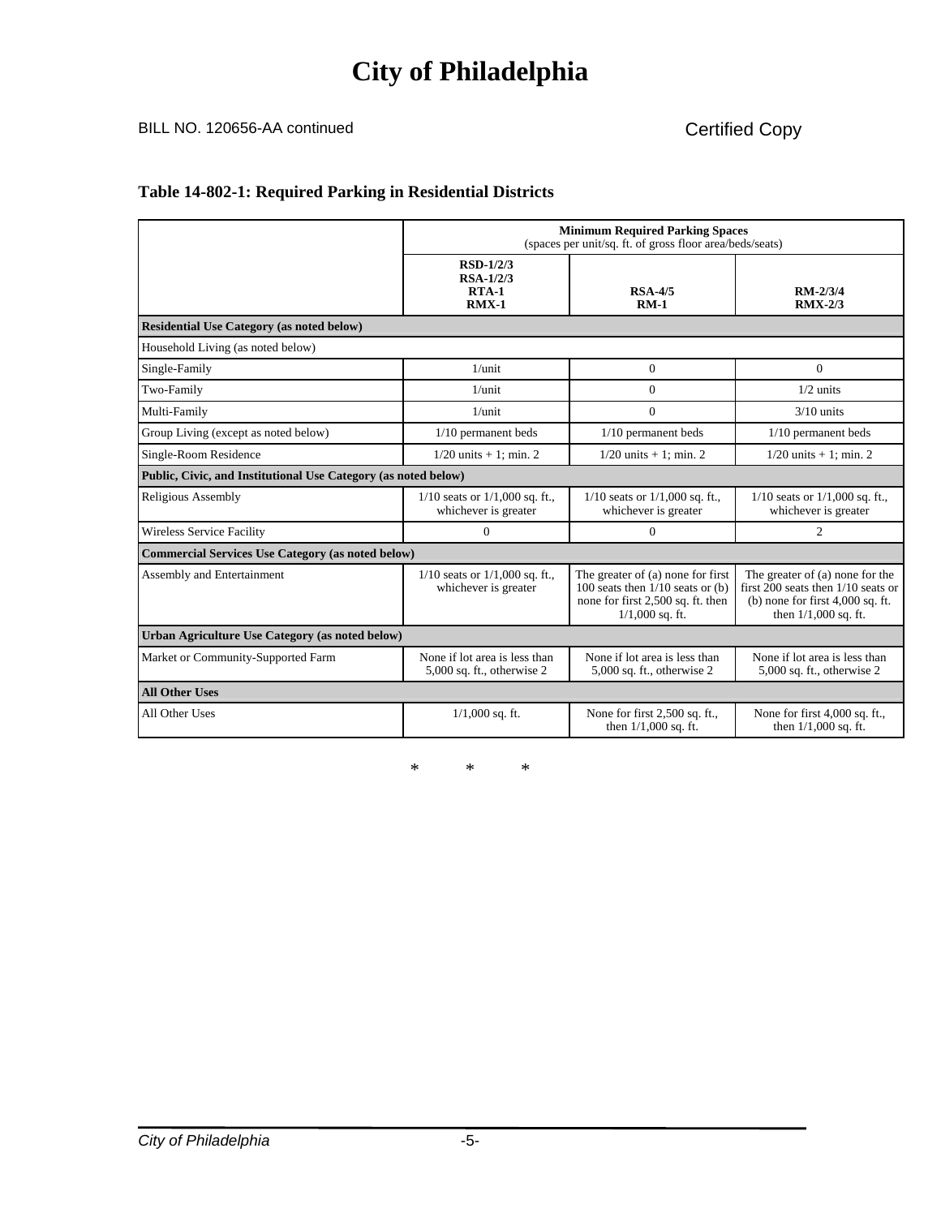# City of Philadelphia

BILL NO. 120656-AA continued

Certified Copy

**Table 14-802-1: Required Parking in Residential Districts**

| | **Minimum Required Parking Spaces** (spaces per unit/sq. ft. of gross floor area/beds/seats) | | |
|---|---|---|---|
| | **RSD-1/2/3 RSA-1/2/3 RTA-1 RMX-1** | **RSA-4/5 RM-1** | **RM-2/3/4 RMX-2/3** |
| **Residential Use Category (as noted below)** | | | |
| Household Living (as noted below) | | | |
| Single-Family | 1/unit | 0 | 0 |
| Two-Family | 1/unit | 0 | 1/2 units |
| Multi-Family | 1/unit | 0 | 3/10 units |
| Group Living (except as noted below) | 1/10 permanent beds | 1/10 permanent beds | 1/10 permanent beds |
| Single-Room Residence | 1/20 units + 1; min. 2 | 1/20 units + 1; min. 2 | 1/20 units + 1; min. 2 |
| **Public, Civic, and Institutional Use Category (as noted below)** | | | |
| Religious Assembly | 1/10 seats or 1/1,000 sq. ft., whichever is greater | 1/10 seats or 1/1,000 sq. ft., whichever is greater | 1/10 seats or 1/1,000 sq. ft., whichever is greater |
| Wireless Service Facility | 0 | 0 | 2 |
| **Commercial Services Use Category (as noted below)** | | | |
| Assembly and Entertainment | 1/10 seats or 1/1,000 sq. ft., whichever is greater | The greater of (a) none for first 100 seats then 1/10 seats or (b) none for first 2,500 sq. ft. then 1/1,000 sq. ft. | The greater of (a) none for the first 200 seats then 1/10 seats or (b) none for first 4,000 sq. ft. then 1/1,000 sq. ft. |
| **Urban Agriculture Use Category (as noted below)** | | | |
| Market or Community-Supported Farm | None if lot area is less than 5,000 sq. ft., otherwise 2 | None if lot area is less than 5,000 sq. ft., otherwise 2 | None if lot area is less than 5,000 sq. ft., otherwise 2 |
| **All Other Uses** | | | |
| All Other Uses | 1/1,000 sq. ft. | None for first 2,500 sq. ft., then 1/1,000 sq. ft. | None for first 4,000 sq. ft., then 1/1,000 sq. ft. |

\*  \*  \*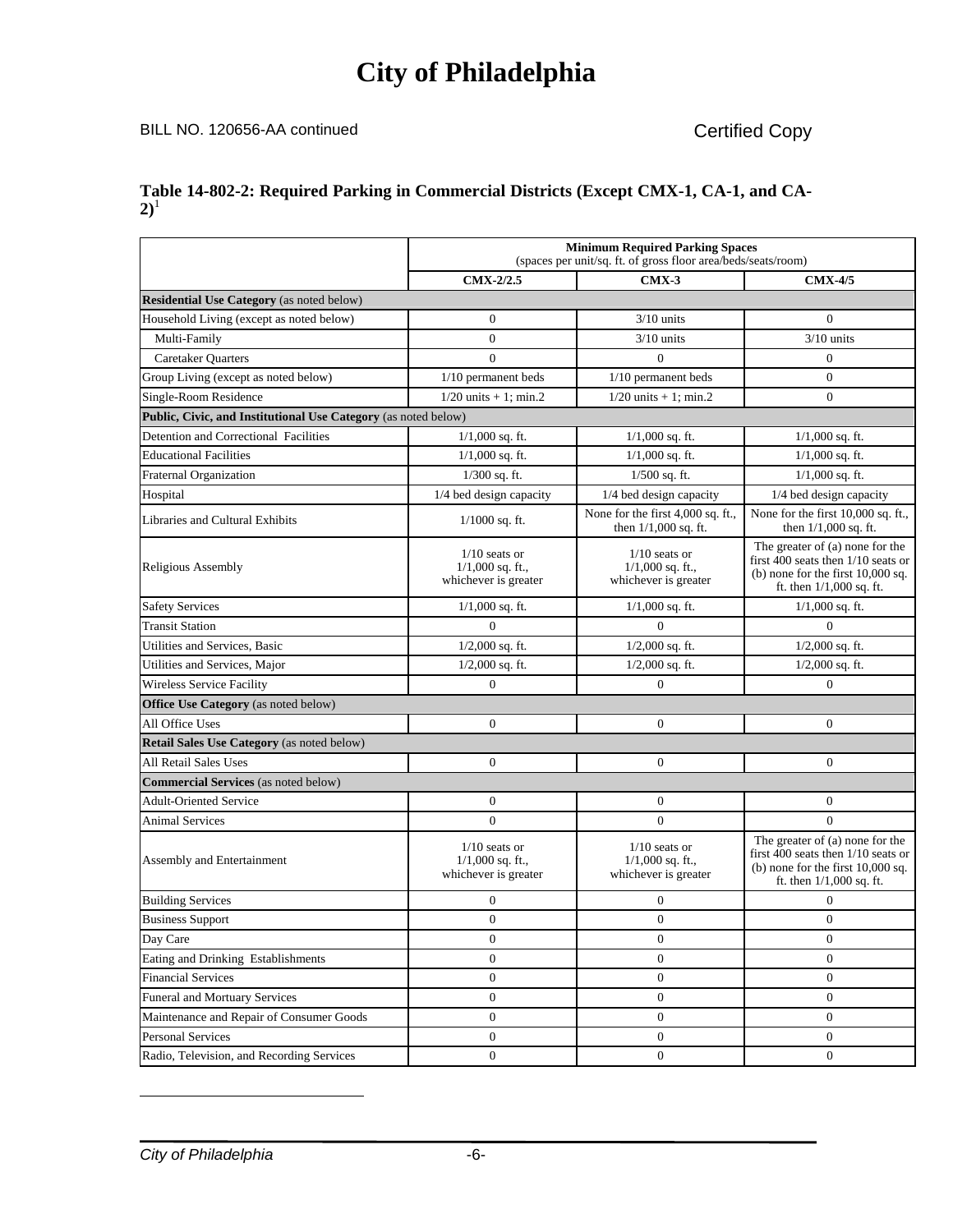# City of Philadelphia

BILL NO. 120656-AA continued

Certified Copy

**Table 14-802-2: Required Parking in Commercial Districts (Except CMX-1, CA-1, and CA-2)**[1]

| | **Minimum Required Parking Spaces** (spaces per unit/sq. ft. of gross floor area/beds/seats/room) | | |
|---|---|---|---|
| | **CMX-2/2.5** | **CMX-3** | **CMX-4/5** |
| **Residential Use Category** (as noted below) | | | |
| Household Living (except as noted below) | 0 | 3/10 units | 0 |
| Multi-Family | 0 | 3/10 units | 3/10 units |
| Caretaker Quarters | 0 | 0 | 0 |
| Group Living (except as noted below) | 1/10 permanent beds | 1/10 permanent beds | 0 |
| Single-Room Residence | 1/20 units + 1; min.2 | 1/20 units + 1; min.2 | 0 |
| **Public, Civic, and Institutional Use Category** (as noted below) | | | |
| Detention and Correctional Facilities | 1/1,000 sq. ft. | 1/1,000 sq. ft. | 1/1,000 sq. ft. |
| Educational Facilities | 1/1,000 sq. ft. | 1/1,000 sq. ft. | 1/1,000 sq. ft. |
| Fraternal Organization | 1/300 sq. ft. | 1/500 sq. ft. | 1/1,000 sq. ft. |
| Hospital | 1/4 bed design capacity | 1/4 bed design capacity | 1/4 bed design capacity |
| Libraries and Cultural Exhibits | 1/1000 sq. ft. | None for the first 4,000 sq. ft., then 1/1,000 sq. ft. | None for the first 10,000 sq. ft., then 1/1,000 sq. ft. |
| Religious Assembly | 1/10 seats or 1/1,000 sq. ft., whichever is greater | 1/10 seats or 1/1,000 sq. ft., whichever is greater | The greater of (a) none for the first 400 seats then 1/10 seats or (b) none for the first 10,000 sq. ft. then 1/1,000 sq. ft. |
| Safety Services | 1/1,000 sq. ft. | 1/1,000 sq. ft. | 1/1,000 sq. ft. |
| Transit Station | 0 | 0 | 0 |
| Utilities and Services, Basic | 1/2,000 sq. ft. | 1/2,000 sq. ft. | 1/2,000 sq. ft. |
| Utilities and Services, Major | 1/2,000 sq. ft. | 1/2,000 sq. ft. | 1/2,000 sq. ft. |
| Wireless Service Facility | 0 | 0 | 0 |
| **Office Use Category** (as noted below) | | | |
| All Office Uses | 0 | 0 | 0 |
| **Retail Sales Use Category** (as noted below) | | | |
| All Retail Sales Uses | 0 | 0 | 0 |
| **Commercial Services** (as noted below) | | | |
| Adult-Oriented Service | 0 | 0 | 0 |
| Animal Services | 0 | 0 | 0 |
| Assembly and Entertainment | 1/10 seats or 1/1,000 sq. ft., whichever is greater | 1/10 seats or 1/1,000 sq. ft., whichever is greater | The greater of (a) none for the first 400 seats then 1/10 seats or (b) none for the first 10,000 sq. ft. then 1/1,000 sq. ft. |
| Building Services | 0 | 0 | 0 |
| Business Support | 0 | 0 | 0 |
| Day Care | 0 | 0 | 0 |
| Eating and Drinking Establishments | 0 | 0 | 0 |
| Financial Services | 0 | 0 | 0 |
| Funeral and Mortuary Services | 0 | 0 | 0 |
| Maintenance and Repair of Consumer Goods | 0 | 0 | 0 |
| Personal Services | 0 | 0 | 0 |
| Radio, Television, and Recording Services | 0 | 0 | 0 |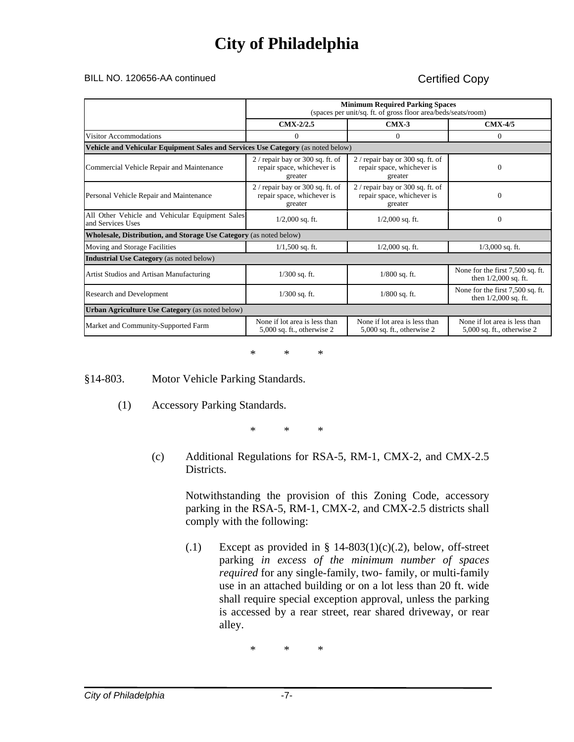| | Minimum Required Parking Spaces (spaces per unit/sq. ft. of gross floor area/beds/seats/room) | | |
|---|---|---|---|
| | **CMX-2/2.5** | **CMX-3** | **CMX-4/5** |
| Visitor Accommodations | 0 | 0 | 0 |
| **Vehicle and Vehicular Equipment Sales and Services Use Category** (as noted below) | | | |
| Commercial Vehicle Repair and Maintenance | 2 / repair bay or 300 sq. ft. of repair space, whichever is greater | 2 / repair bay or 300 sq. ft. of repair space, whichever is greater | 0 |
| Personal Vehicle Repair and Maintenance | 2 / repair bay or 300 sq. ft. of repair space, whichever is greater | 2 / repair bay or 300 sq. ft. of repair space, whichever is greater | 0 |
| All Other Vehicle and Vehicular Equipment Sales and Services Uses | 1/2,000 sq. ft. | 1/2,000 sq. ft. | 0 |
| **Wholesale, Distribution, and Storage Use Category** (as noted below) | | | |
| Moving and Storage Facilities | 1/1,500 sq. ft. | 1/2,000 sq. ft. | 1/3,000 sq. ft. |
| **Industrial Use Category** (as noted below) | | | |
| Artist Studios and Artisan Manufacturing | 1/300 sq. ft. | 1/800 sq. ft. | None for the first 7,500 sq. ft. then 1/2,000 sq. ft. |
| Research and Development | 1/300 sq. ft. | 1/800 sq. ft. | None for the first 7,500 sq. ft. then 1/2,000 sq. ft. |
| **Urban Agriculture Use Category** (as noted below) | | | |
| Market and Community-Supported Farm | None if lot area is less than 5,000 sq. ft., otherwise 2 | None if lot area is less than 5,000 sq. ft., otherwise 2 | None if lot area is less than 5,000 sq. ft., otherwise 2 |

\* \* \*

§14-803. Motor Vehicle Parking Standards.

(1) Accessory Parking Standards.

\* \* \*

(c) Additional Regulations for RSA-5, RM-1, CMX-2, and CMX-2.5 Districts.

Notwithstanding the provision of this Zoning Code, accessory parking in the RSA-5, RM-1, CMX-2, and CMX-2.5 districts shall comply with the following:

(.1) Except as provided in § 14-803(1)(c)(.2), below, off-street parking *in excess of the minimum number of spaces required* for any single-family, two- family, or multi-family use in an attached building or on a lot less than 20 ft. wide shall require special exception approval, unless the parking is accessed by a rear street, rear shared driveway, or rear alley.

\* \* \*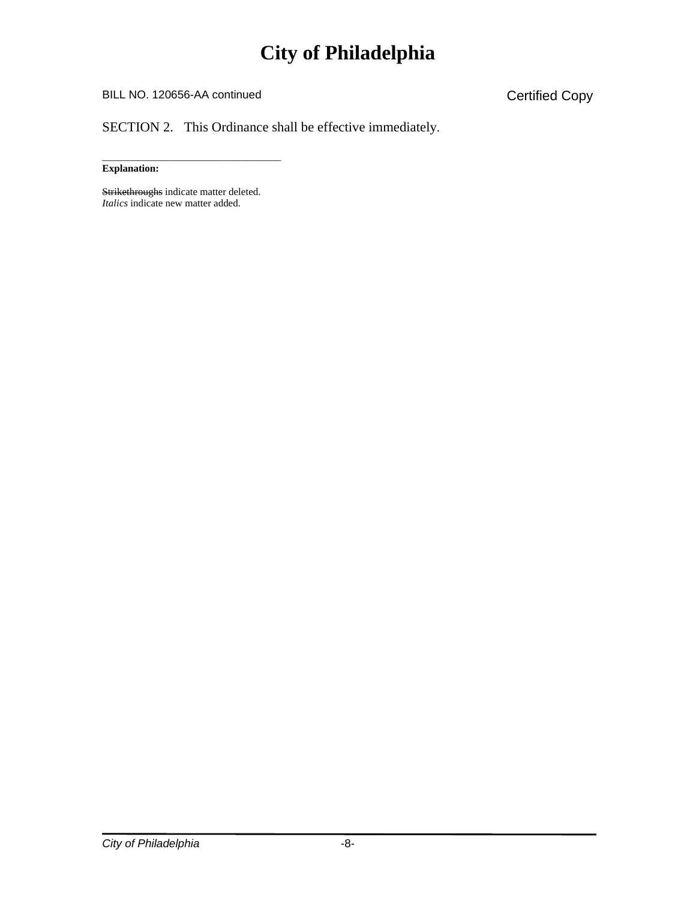# City of Philadelphia

BILL NO. 120656-AA continued

Certified Copy

SECTION 2. This Ordinance shall be effective immediately.

______________________________

**Explanation:**

~~Strikethroughs~~ indicate matter deleted.
*Italics* indicate new matter added.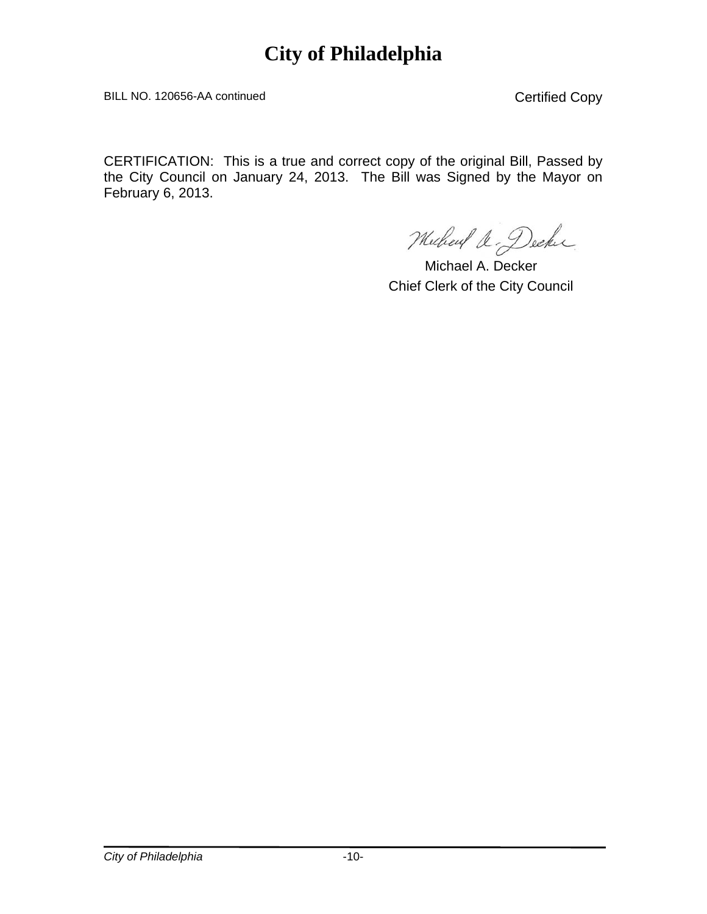# City of Philadelphia

BILL NO. 120656-AA continued

Certified Copy

CERTIFICATION: This is a true and correct copy of the original Bill, Passed by the City Council on January 24, 2013. The Bill was Signed by the Mayor on February 6, 2013.

Michael A. Decker
Chief Clerk of the City Council